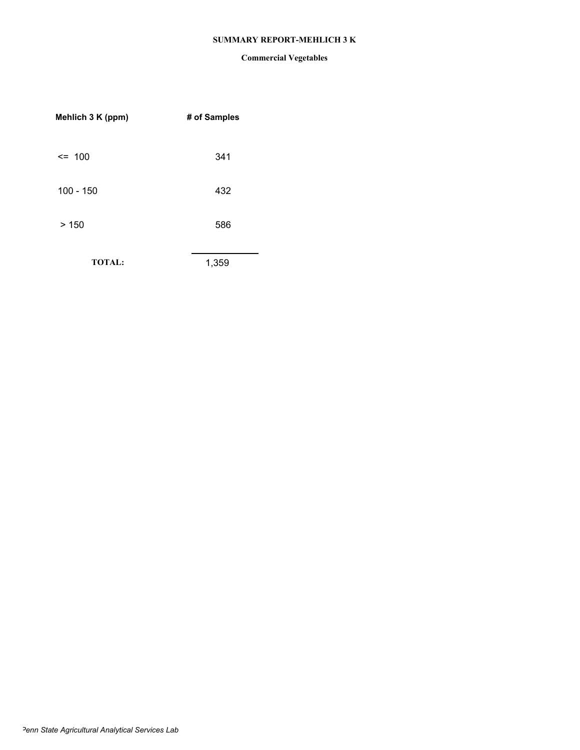# SUMMARY REPORT-MEHLICH 3 K

## Commercial Vegetables

| Mehlich 3 K (ppm) | # of Samples |
| --- | --- |
| <= 100 | 341 |
| 100 - 150 | 432 |
| > 150 | 586 |
| **TOTAL:** | 1,359 |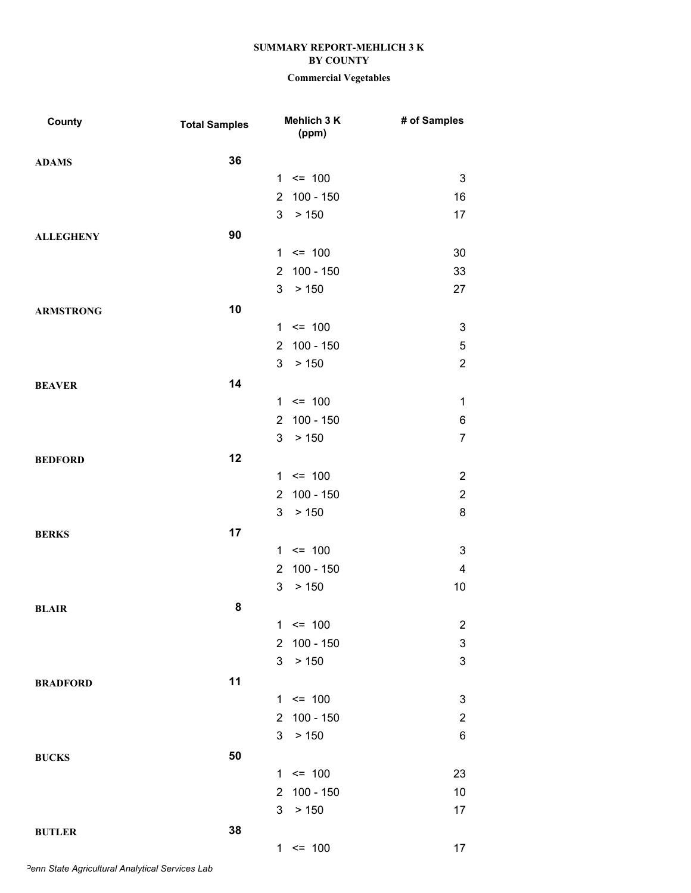**SUMMARY REPORT-MEHLICH 3 K**
**BY COUNTY**
**Commercial Vegetables**

| County | Total Samples | Mehlich 3 K (ppm) | # of Samples |
|---|---|---|---|
| ADAMS | 36 | | |
| | | 1 <= 100 | 3 |
| | | 2 100 - 150 | 16 |
| | | 3 > 150 | 17 |
| ALLEGHENY | 90 | | |
| | | 1 <= 100 | 30 |
| | | 2 100 - 150 | 33 |
| | | 3 > 150 | 27 |
| ARMSTRONG | 10 | | |
| | | 1 <= 100 | 3 |
| | | 2 100 - 150 | 5 |
| | | 3 > 150 | 2 |
| BEAVER | 14 | | |
| | | 1 <= 100 | 1 |
| | | 2 100 - 150 | 6 |
| | | 3 > 150 | 7 |
| BEDFORD | 12 | | |
| | | 1 <= 100 | 2 |
| | | 2 100 - 150 | 2 |
| | | 3 > 150 | 8 |
| BERKS | 17 | | |
| | | 1 <= 100 | 3 |
| | | 2 100 - 150 | 4 |
| | | 3 > 150 | 10 |
| BLAIR | 8 | | |
| | | 1 <= 100 | 2 |
| | | 2 100 - 150 | 3 |
| | | 3 > 150 | 3 |
| BRADFORD | 11 | | |
| | | 1 <= 100 | 3 |
| | | 2 100 - 150 | 2 |
| | | 3 > 150 | 6 |
| BUCKS | 50 | | |
| | | 1 <= 100 | 23 |
| | | 2 100 - 150 | 10 |
| | | 3 > 150 | 17 |
| BUTLER | 38 | | |
| | | 1 <= 100 | 17 |

*Penn State Agricultural Analytical Services Lab*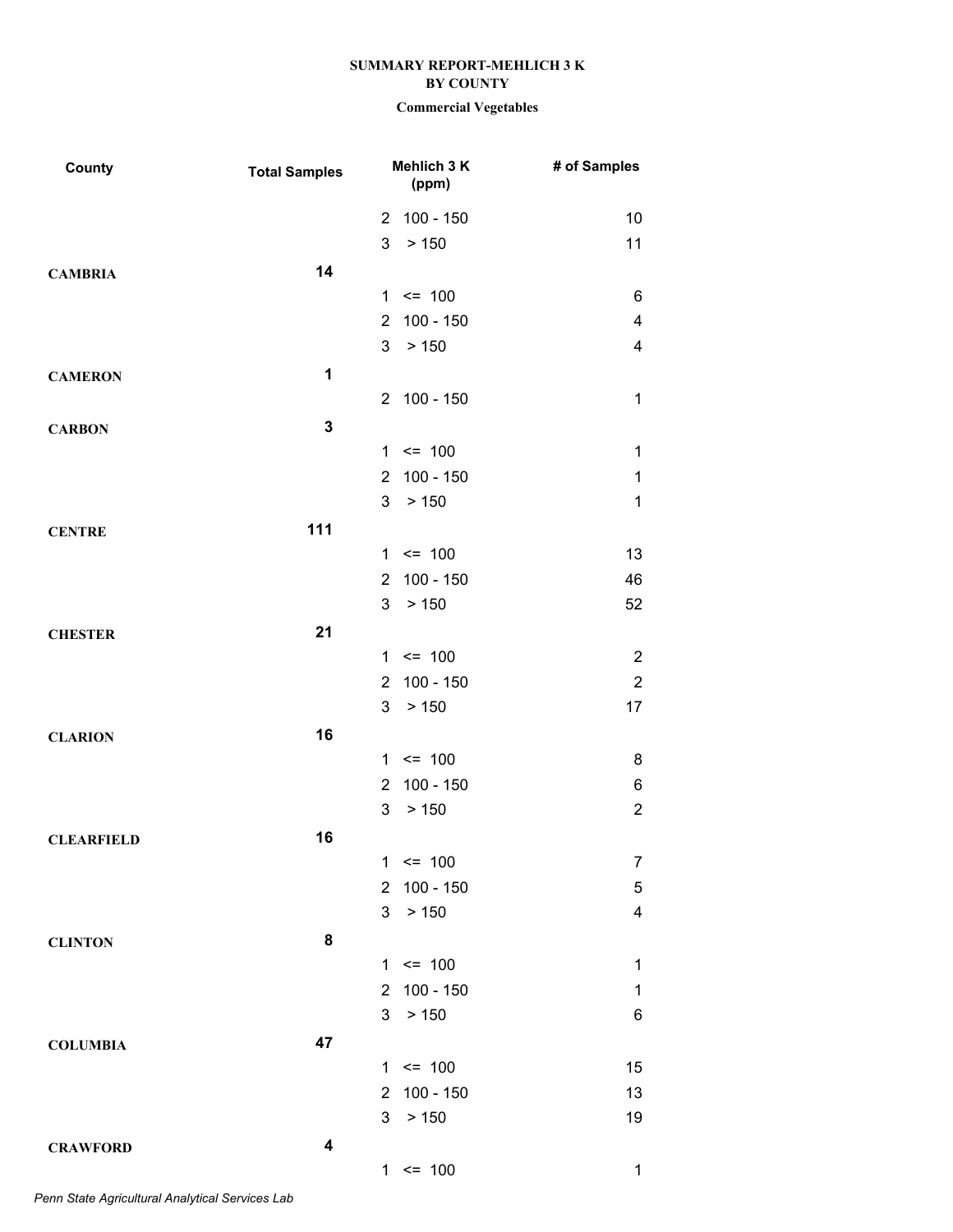**SUMMARY REPORT-MEHLICH 3 K**
**BY COUNTY**
**Commercial Vegetables**

| County | Total Samples | Mehlich 3 K (ppm) | # of Samples |
|---|---|---|---|
| | | 2 100 - 150 | 10 |
| | | 3 > 150 | 11 |
| **CAMBRIA** | **14** | | |
| | | 1 <= 100 | 6 |
| | | 2 100 - 150 | 4 |
| | | 3 > 150 | 4 |
| **CAMERON** | **1** | | |
| | | 2 100 - 150 | 1 |
| **CARBON** | **3** | | |
| | | 1 <= 100 | 1 |
| | | 2 100 - 150 | 1 |
| | | 3 > 150 | 1 |
| **CENTRE** | **111** | | |
| | | 1 <= 100 | 13 |
| | | 2 100 - 150 | 46 |
| | | 3 > 150 | 52 |
| **CHESTER** | **21** | | |
| | | 1 <= 100 | 2 |
| | | 2 100 - 150 | 2 |
| | | 3 > 150 | 17 |
| **CLARION** | **16** | | |
| | | 1 <= 100 | 8 |
| | | 2 100 - 150 | 6 |
| | | 3 > 150 | 2 |
| **CLEARFIELD** | **16** | | |
| | | 1 <= 100 | 7 |
| | | 2 100 - 150 | 5 |
| | | 3 > 150 | 4 |
| **CLINTON** | **8** | | |
| | | 1 <= 100 | 1 |
| | | 2 100 - 150 | 1 |
| | | 3 > 150 | 6 |
| **COLUMBIA** | **47** | | |
| | | 1 <= 100 | 15 |
| | | 2 100 - 150 | 13 |
| | | 3 > 150 | 19 |
| **CRAWFORD** | **4** | | |
| | | 1 <= 100 | 1 |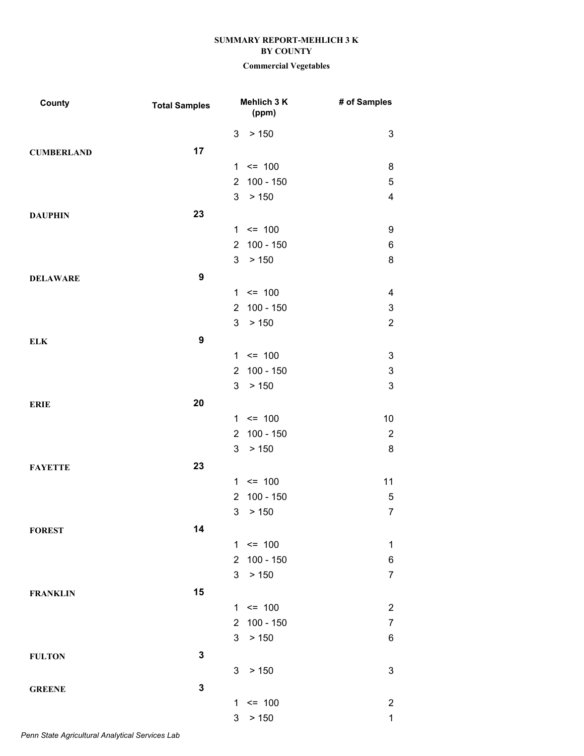**SUMMARY REPORT-MEHLICH 3 K**
**BY COUNTY**

**Commercial Vegetables**

| County | Total Samples | Mehlich 3 K (ppm) | # of Samples |
|---|---|---|---|
| | | 3 > 150 | 3 |
| **CUMBERLAND** | **17** | | |
| | | 1 <= 100 | 8 |
| | | 2 100 - 150 | 5 |
| | | 3 > 150 | 4 |
| **DAUPHIN** | **23** | | |
| | | 1 <= 100 | 9 |
| | | 2 100 - 150 | 6 |
| | | 3 > 150 | 8 |
| **DELAWARE** | **9** | | |
| | | 1 <= 100 | 4 |
| | | 2 100 - 150 | 3 |
| | | 3 > 150 | 2 |
| **ELK** | **9** | | |
| | | 1 <= 100 | 3 |
| | | 2 100 - 150 | 3 |
| | | 3 > 150 | 3 |
| **ERIE** | **20** | | |
| | | 1 <= 100 | 10 |
| | | 2 100 - 150 | 2 |
| | | 3 > 150 | 8 |
| **FAYETTE** | **23** | | |
| | | 1 <= 100 | 11 |
| | | 2 100 - 150 | 5 |
| | | 3 > 150 | 7 |
| **FOREST** | **14** | | |
| | | 1 <= 100 | 1 |
| | | 2 100 - 150 | 6 |
| | | 3 > 150 | 7 |
| **FRANKLIN** | **15** | | |
| | | 1 <= 100 | 2 |
| | | 2 100 - 150 | 7 |
| | | 3 > 150 | 6 |
| **FULTON** | **3** | | |
| | | 3 > 150 | 3 |
| **GREENE** | **3** | | |
| | | 1 <= 100 | 2 |
| | | 3 > 150 | 1 |

*Penn State Agricultural Analytical Services Lab*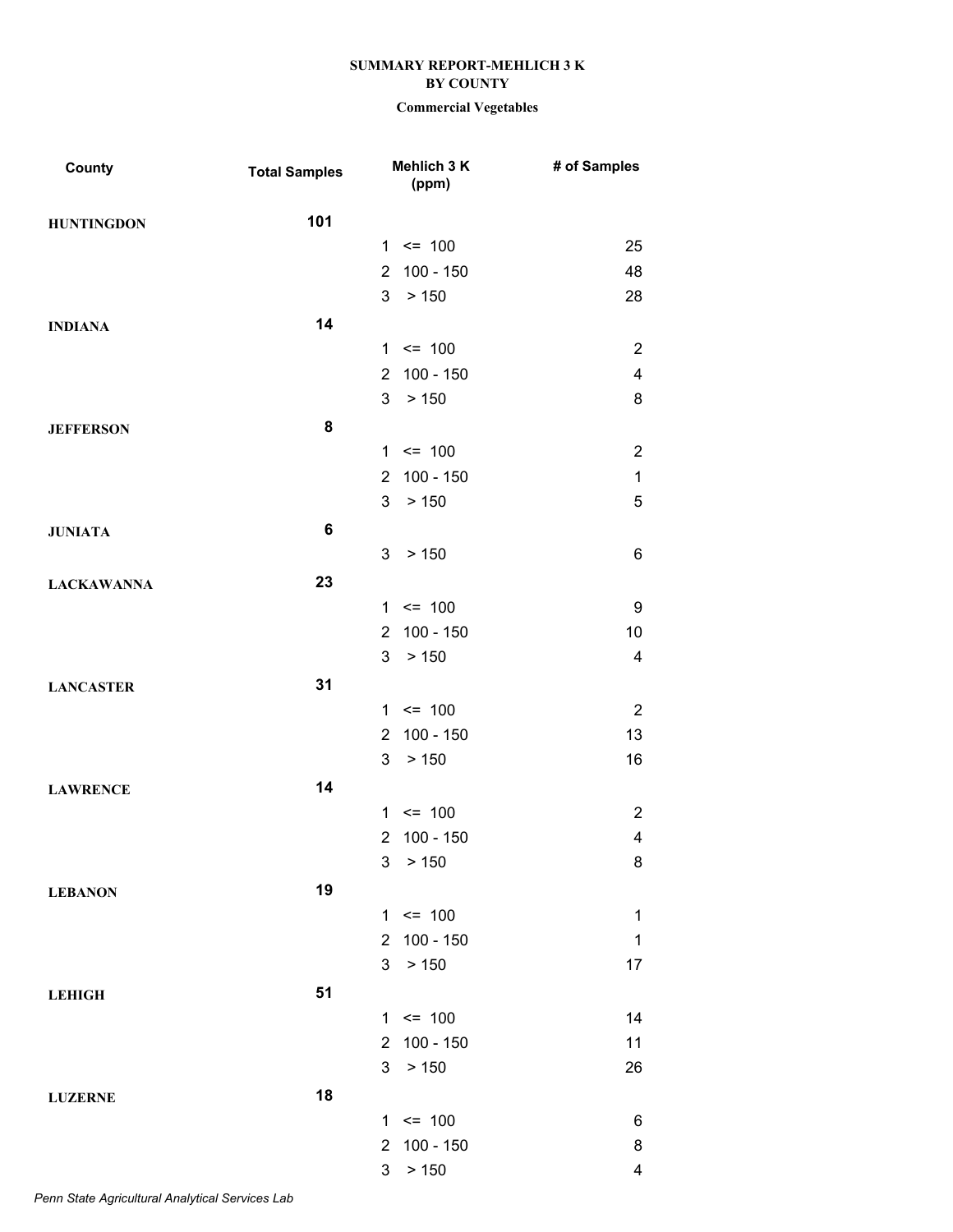**SUMMARY REPORT-MEHLICH 3 K**
**BY COUNTY**

**Commercial Vegetables**

| County | Total Samples | Mehlich 3 K (ppm) | # of Samples |
|---|---|---|---|
| HUNTINGDON | 101 | | |
| | | 1 <= 100 | 25 |
| | | 2 100 - 150 | 48 |
| | | 3 > 150 | 28 |
| INDIANA | 14 | | |
| | | 1 <= 100 | 2 |
| | | 2 100 - 150 | 4 |
| | | 3 > 150 | 8 |
| JEFFERSON | 8 | | |
| | | 1 <= 100 | 2 |
| | | 2 100 - 150 | 1 |
| | | 3 > 150 | 5 |
| JUNIATA | 6 | | |
| | | 3 > 150 | 6 |
| LACKAWANNA | 23 | | |
| | | 1 <= 100 | 9 |
| | | 2 100 - 150 | 10 |
| | | 3 > 150 | 4 |
| LANCASTER | 31 | | |
| | | 1 <= 100 | 2 |
| | | 2 100 - 150 | 13 |
| | | 3 > 150 | 16 |
| LAWRENCE | 14 | | |
| | | 1 <= 100 | 2 |
| | | 2 100 - 150 | 4 |
| | | 3 > 150 | 8 |
| LEBANON | 19 | | |
| | | 1 <= 100 | 1 |
| | | 2 100 - 150 | 1 |
| | | 3 > 150 | 17 |
| LEHIGH | 51 | | |
| | | 1 <= 100 | 14 |
| | | 2 100 - 150 | 11 |
| | | 3 > 150 | 26 |
| LUZERNE | 18 | | |
| | | 1 <= 100 | 6 |
| | | 2 100 - 150 | 8 |
| | | 3 > 150 | 4 |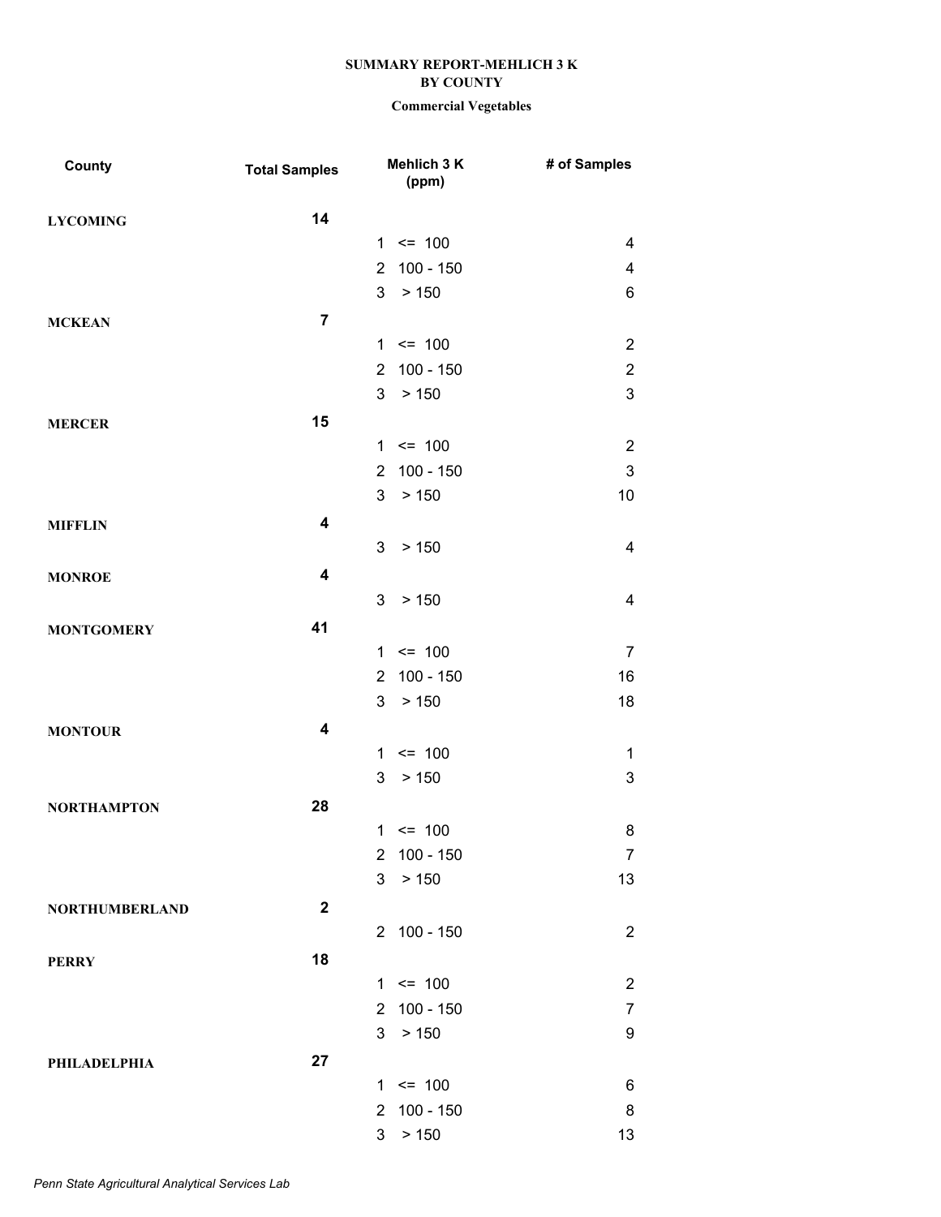# SUMMARY REPORT-MEHLICH 3 K
## BY COUNTY
### Commercial Vegetables

| County | Total Samples | Mehlich 3 K (ppm) | # of Samples |
|---|---|---|---|
| LYCOMING | 14 | | |
| | | 1 <= 100 | 4 |
| | | 2 100 - 150 | 4 |
| | | 3 > 150 | 6 |
| MCKEAN | 7 | | |
| | | 1 <= 100 | 2 |
| | | 2 100 - 150 | 2 |
| | | 3 > 150 | 3 |
| MERCER | 15 | | |
| | | 1 <= 100 | 2 |
| | | 2 100 - 150 | 3 |
| | | 3 > 150 | 10 |
| MIFFLIN | 4 | | |
| | | 3 > 150 | 4 |
| MONROE | 4 | | |
| | | 3 > 150 | 4 |
| MONTGOMERY | 41 | | |
| | | 1 <= 100 | 7 |
| | | 2 100 - 150 | 16 |
| | | 3 > 150 | 18 |
| MONTOUR | 4 | | |
| | | 1 <= 100 | 1 |
| | | 3 > 150 | 3 |
| NORTHAMPTON | 28 | | |
| | | 1 <= 100 | 8 |
| | | 2 100 - 150 | 7 |
| | | 3 > 150 | 13 |
| NORTHUMBERLAND | 2 | | |
| | | 2 100 - 150 | 2 |
| PERRY | 18 | | |
| | | 1 <= 100 | 2 |
| | | 2 100 - 150 | 7 |
| | | 3 > 150 | 9 |
| PHILADELPHIA | 27 | | |
| | | 1 <= 100 | 6 |
| | | 2 100 - 150 | 8 |
| | | 3 > 150 | 13 |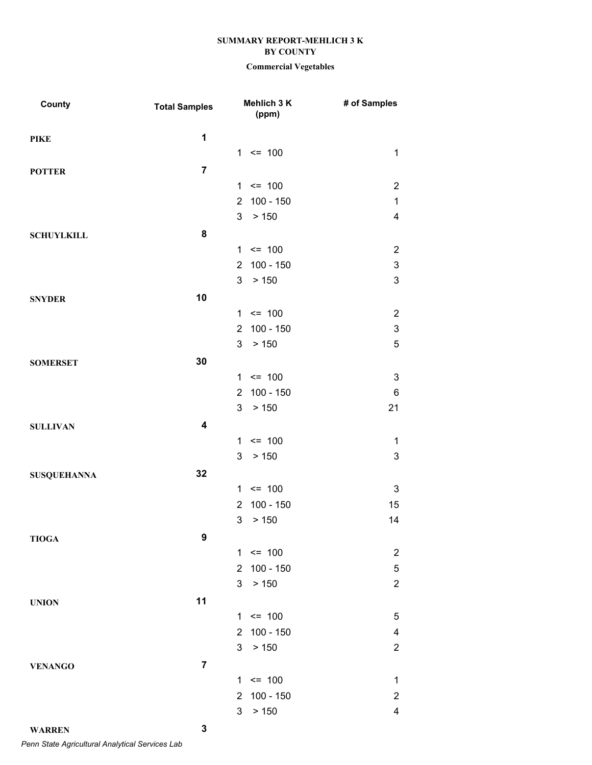**SUMMARY REPORT-MEHLICH 3 K**
**BY COUNTY**
**Commercial Vegetables**

| County | Total Samples | Mehlich 3 K (ppm) | # of Samples |
|---|---|---|---|
| PIKE | 1 | | |
| | | 1 <= 100 | 1 |
| POTTER | 7 | | |
| | | 1 <= 100 | 2 |
| | | 2 100 - 150 | 1 |
| | | 3 > 150 | 4 |
| SCHUYLKILL | 8 | | |
| | | 1 <= 100 | 2 |
| | | 2 100 - 150 | 3 |
| | | 3 > 150 | 3 |
| SNYDER | 10 | | |
| | | 1 <= 100 | 2 |
| | | 2 100 - 150 | 3 |
| | | 3 > 150 | 5 |
| SOMERSET | 30 | | |
| | | 1 <= 100 | 3 |
| | | 2 100 - 150 | 6 |
| | | 3 > 150 | 21 |
| SULLIVAN | 4 | | |
| | | 1 <= 100 | 1 |
| | | 3 > 150 | 3 |
| SUSQUEHANNA | 32 | | |
| | | 1 <= 100 | 3 |
| | | 2 100 - 150 | 15 |
| | | 3 > 150 | 14 |
| TIOGA | 9 | | |
| | | 1 <= 100 | 2 |
| | | 2 100 - 150 | 5 |
| | | 3 > 150 | 2 |
| UNION | 11 | | |
| | | 1 <= 100 | 5 |
| | | 2 100 - 150 | 4 |
| | | 3 > 150 | 2 |
| VENANGO | 7 | | |
| | | 1 <= 100 | 1 |
| | | 2 100 - 150 | 2 |
| | | 3 > 150 | 4 |
| WARREN | 3 | | |

*Penn State Agricultural Analytical Services Lab*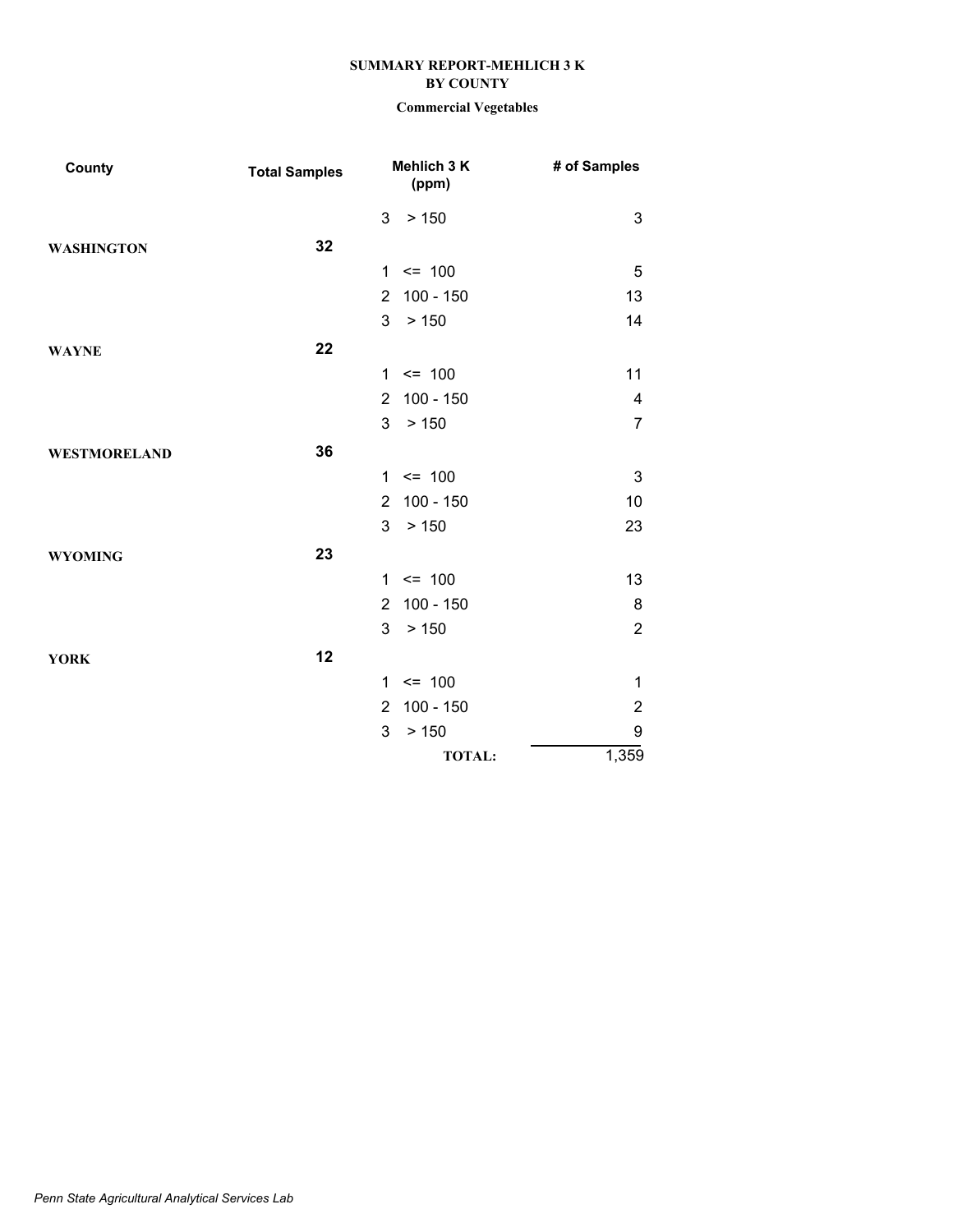**SUMMARY REPORT-MEHLICH 3 K**
**BY COUNTY**

**Commercial Vegetables**

| County | Total Samples | Mehlich 3 K (ppm) | | # of Samples |
|---|---|---|---|---|
| | | 3 | > 150 | 3 |
| **WASHINGTON** | **32** | | | |
| | | 1 | <= 100 | 5 |
| | | 2 | 100 - 150 | 13 |
| | | 3 | > 150 | 14 |
| **WAYNE** | **22** | | | |
| | | 1 | <= 100 | 11 |
| | | 2 | 100 - 150 | 4 |
| | | 3 | > 150 | 7 |
| **WESTMORELAND** | **36** | | | |
| | | 1 | <= 100 | 3 |
| | | 2 | 100 - 150 | 10 |
| | | 3 | > 150 | 23 |
| **WYOMING** | **23** | | | |
| | | 1 | <= 100 | 13 |
| | | 2 | 100 - 150 | 8 |
| | | 3 | > 150 | 2 |
| **YORK** | **12** | | | |
| | | 1 | <= 100 | 1 |
| | | 2 | 100 - 150 | 2 |
| | | 3 | > 150 | 9 |
| | | | **TOTAL:** | 1,359 |

*Penn State Agricultural Analytical Services Lab*